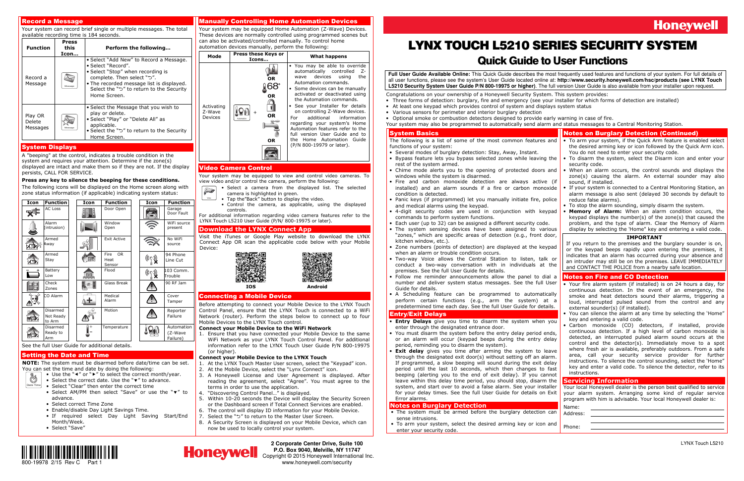# LYNX TOUCH L5210 SERIES SECURITY SYSTEM

## Quick Guide to User Functions

**Full User Guide Available Online:** This Quick Guide describes the most frequently used features and functions of your system. For full details of all user functions, please see the system's User Guide located online at: **http://www.security.honeywell.com/hsc/products (see LYNX Touch L5210 Security System User Guide P/N 800-19975 or higher)**. The full version User Guide is also available from your installer upon request.

Congratulations on your ownership of a Honeywell Security System. This system provides:

- Three forms of detection: burglary, fire and emergency (see your installer for which forms of detection are installed)
- At least one keypad which provides control of system and displays system status
- Various sensors for perimeter and interior burglary detection
- Optional smoke or combustion detectors designed to provide early warning in case of fire.

Your system may also be programmed to automatically send alarm and status messages to a Central Monitoring Station.

## System Basics

The following is a list of some of the most common features and functions of your system:

- Several modes of burglary detection: Stay, Away, Instant.
- Bypass feature lets you bypass selected zones while leaving the rest of the system armed.
- Chime mode alerts you to the opening of protected doors and windows while the system is disarmed.
- Fire and carbon monoxide detection are always active (if installed) and an alarm sounds if a fire or carbon monoxide condition is detected.
- Panic keys (if programmed) let you manually initiate fire, police and medical alarms using the keypad.
- 4-digit security codes are used in conjunction with keypad commands to perform system functions.
- Each user (up to 32) can be assigned a different security code.
- The system sensing devices have been assigned to various "zones," which are specific areas of detection (e.g., front door, kitchen window, etc.).
- Zone numbers (points of detection) are displayed at the keypad when an alarm or trouble condition occurs.
- Two-way Voice allows the Central Station to listen, talk or conduct a two-way conversation with individuals at the premises. See the full User Guide for details.
- Follow me reminder announcements allow the panel to dial a number and deliver system status messages. See the full User Guide for details.
- A Scheduling feature can be programmed to automatically perform certain functions (e.g., arm the system) at a predetermined time each day. See the full User Guide for details.

## Entry/Exit Delays

- **Entry Delays** give you time to disarm the system when you enter through the designated entrance door.
- You must disarm the system before the entry delay period ends, or an alarm will occur (keypad beeps during the entry delay period, reminding you to disarm the system).
- **Exit delay** gives you time after arming the system to leave through the designated exit door(s) without setting off an alarm. If programmed, a slow beeping will sound during the exit delay period until the last 10 seconds, which then changes to fast beeping (alerting you to the end of exit delay). If you cannot leave within this delay time period, you should stop, disarm the system, and start over to avoid a false alarm. See your installer for your delay times. See the full User Guide for details on Exit Error alarms.

## Notes on Burglary Detection

- The system must be armed before the burglary detection can sense intrusions.
- To arm your system, select the desired arming key or icon and enter your security code.

## Notes on Burglary Detection (Continued)

- To arm your system, if the Quick Arm feature is enabled select the desired arming key or icon followed by the Quick Arm icon. You do not need to enter your security code.
- To disarm the system, select the Disarm icon and enter your security code.
- When an alarm occurs, the control sounds and displays the zone(s) causing the alarm. An external sounder may also sound, if installed.
- If your system is connected to a Central Monitoring Station, an alarm message is also sent (delayed 30 seconds by default to reduce false alarms).
- To stop the alarm sounding, simply disarm the system.
- **Memory of Alarm:** When an alarm condition occurs, the keypad displays the number(s) of the zone(s) that caused the problem, and the type of alarm. Clear the Memory of Alarm display by selecting the 'Home" key and entering a valid code.

**IMPORTANT**

If you return to the premises and the burglary sounder is on, or the keypad beeps rapidly upon entering the premises, it indicates that an alarm has occurred during your absence and an intruder may still be on the premises. LEAVE IMMEDIATELY and CONTACT THE POLICE from a nearby safe location.

## Notes on Fire and CO Detection

- Your fire alarm system (if installed) is on 24 hours a day, for continuous detection. In the event of an emergency, the smoke and heat detectors sound their alarms, triggering a loud, interrupted pulsed sound from the control and any external sounder(s) (if installed).
- You can silence the alarm at any time by selecting the 'Home" key and entering a valid code.
- Carbon monoxide (CO) detectors, if installed, provide continuous detection. If a high level of carbon monoxide is detected, an interrupted pulsed alarm sound occurs at the control and the detector(s). Immediately move to a spot where fresh air is available, preferably outdoors. From a safe area, call your security service provider for further instructions. To silence the control sounding, select the 'Home" key and enter a valid code. To silence the detector, refer to its instructions.

## Servicing Information

Your local Honeywell dealer is the person best qualified to service your alarm system. Arranging some kind of regular service program with him is advisable. Your local Honeywell dealer is:

Name: ____________________

Address: ____________________

Phone: ____________________

## Record a Message

Your system can record brief single or multiple messages. The total available recording time is 184 seconds.

| Function | Press this Icon... | Perform the following... |
|---|---|---|
| Record a Message | Message | • Select "Add New" to Record a Message.<br>• Select "Record".<br>• Select "Stop" when recording is complete. Then select "⮌".<br>• The recorded message list is displayed. Select the "⮌" to return to the Security Home Screen. |
| Play OR Delete Messages | Message | • Select the Message that you wish to play or delete.<br>• Select "Play" or "Delete All" as applicable.<br>• Select the "⮌" to return to the Security Home Screen. |

## System Displays

A "beeping" at the control, indicates a trouble condition in the system and requires your attention. Determine if the zone(s) displayed are intact and make them so if they are not. If the display persists, CALL FOR SERVICE.

**Press any key to silence the beeping for these conditions.**

The following icons will be displayed on the Home screen along with zone status information (if applicable) indicating system status:

| Icon | Function | Icon | Function | Icon | Function |
|---|---|---|---|---|---|
| | AC Loss | | Door Open | | Garage Door Fault |
| | Alarm (intrusion) | | Window Open | | WiFi source present |
| | Armed Away | | Exit Active | | No WiFi source |
| | Armed Stay | | Fire OR Heat Sensor | | 94 Phone Line Cut |
| | Battery Low | | Flood | | 103 Comm. Trouble |
| | Check Zones | | Glass Break | | 90 RF Jam |
| | CO Alarm | | Medical Alarm | | Cover Tamper |
| | Disarmed Not Ready to Arm | | Motion | | Reporter Failure |
| | Disarmed Ready to Arm | | Temperature | | Automation (Z-Wave Failure) |

See the full User Guide for additional details.

## Setting the Date and Time

**NOTE:** The system must be disarmed before date/time can be set. You can set the time and date by doing the following:

Date Time

- Use the "◄" or "►" to select the correct month/year.
- Select the correct date. Use the "▾" to advance.
- Select "Clear" then enter the correct time
- Select AM/PM then select "Save" or use the "▾" to advance.
- Select correct Time Zone
- Enable/disable Day Light Savings Time.
- If required select Day Light Saving Start/End Month/Week.
- Select "Save"

## Manually Controlling Home Automation Devices

Your system may be equipped Home Automation (Z-Wave) Devices. These devices are normally controlled using programmed scenes but can also be activated/controlled manually. To control home automation devices manually, perform the following:

| Mode | Press these Keys or Icons... | What happens |
|---|---|---|
| Activating Z-Wave Devices | Automation + (device icon) OR (thermostat 68°) OR (lock) OR (water valve) OR (garage) | • You may be able to override automatically controlled Z-wave devices using the Automation commands.<br>• Some devices can be manually activated or deactivated using the Automation commands.<br>• See your Installer for details on controlling Z-Wave devices.<br>For additional information regarding your system's Home Automation features refer to the full version User Guide and to the Home Automation Guide (P/N 800-19979 or later). |

## Video Camera Control

Your system may be equipped to view and control video cameras. To view video and/or control the camera, perform the following:

Video

- Select a camera from the displayed list. The selected camera is highlighted in green.
- Tap the"Back" button to display the video.
- Control the camera, as applicable, using the displayed controls.

For additional information regarding video camera features refer to the LYNX Touch L5210 User Guide (P/N/ 800-19975 or later).

## Download the LYNX Connect App

Visit the iTunes or Google Play website to download the LYNX Connect App OR scan the applicable code below with your Mobile Device:

IOS　　　Android

## Connecting a Mobile Device

Before attempting to connect your Mobile Device to the LYNX Touch Control Panel, ensure that the LYNX Touch is connected to a WiFi Network (router). Perform the steps below to connect up to four Mobile Devices to the LYNX Touch control.

**Connect your Mobile Device to the WiFi Network**

1. Ensure that you have connected your Mobile Device to the same WiFi Network as your LYNX Touch Control Panel. For additional information refer to the LYNX Touch User Guide P/N 800-19975 (or higher).

**Connect your Mobile Device to the LYNX Touch**

1. At the LYNX Touch Master User screen, select the "Keypad" icon.
2. At the Mobile Device, select the "Lynx Connect" icon.
3. A Honeywell License and User Agreement is displayed. After reading the agreement, select "Agree". You must agree to the terms in order to use the application.
4. "Discovering Control Panel…" is displayed.
5. Within 10-20 seconds the Device will display the Security Screen or the Dashboard screen if Total Connect Services are enabled.
6. The control will display ID information for your Mobile Device.
7. Select the "⮌" to return to the Master User Screen.
8. A Security Screen is displayed on your Mobile Device, which can now be used to locally control your system.

800-19978 2/15 Rev C　Part 1

**2 Corporate Center Drive, Suite 100**
**P.O. Box 9040, Melville, NY 11747**
Copyright © 2015 Honeywell International Inc.
www.honeywell.com/security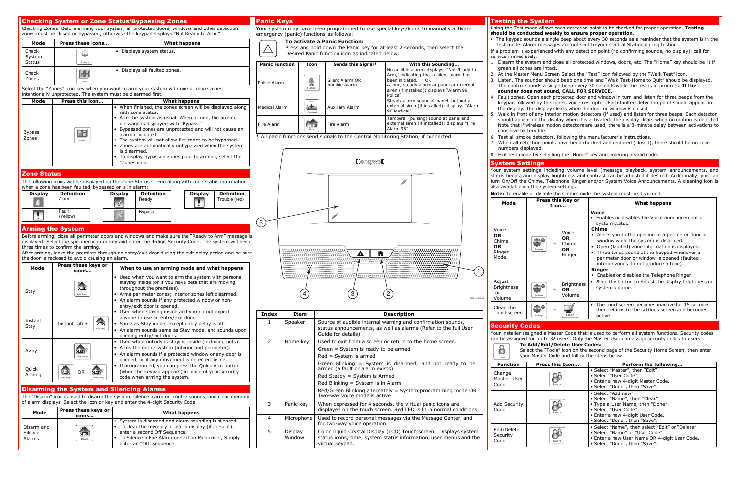## Checking System or Zone Status/Bypassing Zones

Checking Zones: Before arming your system, all protected doors, windows and other detection zones must be closed or bypassed; otherwise the keypad displays "Not Ready to Arm."

| Mode | Press these icons… | What happens |
|---|---|---|
| Check System Status | System | • Displays system status. |
| Check Zones | Zones | • Displays all faulted zones. |

Select the "Zones" icon key when you want to arm your system with one or more zones intentionally unprotected. The system must be disarmed first.

| Mode | Press this icon… | What happens |
|---|---|---|
| Bypass Zones | Zones | • When finished, the zones screen will be displayed along with zone status.<br>• Arm the system as usual. When armed, the arming message is displayed with "Bypass."<br>• Bypassed zones are unprotected and will not cause an alarm if violated.<br>• The system will not allow fire zones to be bypassed.<br>• Zones are automatically unbypassed when the system is disarmed.<br>• To display bypassed zones prior to arming, select the "Zones icon. |

## Zone Status

The following icons will be displayed on the Zone Status screen along with zone status information when a zone has been faulted, bypassed or is in alarm:

| Display | Definition | Display | Definition | Display | Definition |
|---|---|---|---|---|---|
| | Alarm | | Ready | | Trouble (red) |
| | Fault (Yellow) | | Bypass | | |

## Arming the System

Before arming, close all perimeter doors and windows and make sure the "Ready to Arm" message is displayed. Select the specified icon or key and enter the 4-digit Security Code. The system will beep three times to confirm the arming.

After arming, leave the premises through an entry/exit door during the exit delay period and be sure the door is reclosed to avoid causing an alarm.

| Mode | Press these keys or icons… | When to use an arming mode and what happens |
|---|---|---|
| Stay | Arm Stay | • Used when you want to arm the system with persons staying inside (or if you have pets that are moving throughout the premises).<br>• Arms perimeter zones; interior zones left disarmed.<br>• An alarm sounds if any protected window or non-entry/exit door is opened. |
| Instant Stay | Instant tab + Arm Stay | • Used when staying inside and you do not expect anyone to use an entry/exit door.<br>• Same as Stay mode, except entry delay is off.<br>• An alarm sounds same as Stay mode, and sounds upon opening entry/exit doors. |
| Away | Arm Away | • Used when nobody is staying inside (including pets).<br>• Arms the entire system (interior and perimeter).<br>• An alarm sounds if a protected window or door is opened, or if any movement is detected inside. |
| Quick Arming | Arm Stay OR Arm Away | • If programmed, you can press the Quick Arm button (when the keypad appears) in place of your security code when arming the system. |

## Disarming the System and Silencing Alarms

The "Disarm" icon is used to disarm the system, silence alarm or trouble sounds, and clear memory of alarm displays. Select the icon or key and enter the 4-digit Security Code.

| Mode | Press these keys or icons… | What happens |
|---|---|---|
| Disarm and Silence Alarms | Disarm | • System is disarmed and alarm sounding is silenced.<br>• To clear the memory of alarm display (if present), enter a second Off Sequence.<br>• To Silence a Fire Alarm or Carbon Monoxide , Simply enter an "Off" sequence. |

## Panic Keys

Your system may have been programmed to use special keys/icons to manually activate emergency (panic) functions as follows:

**To activate a Panic Function:**
Press and hold down the Panic key for at least 2 seconds, then select the Desired Panic function icon as indicated below:

| Panic Function | Icon | Sends this Signal* | With this Sounding… |
|---|---|---|---|
| Police Alarm | Police | Silent Alarm OR Audible Alarm | No audible alarm; displays, "Not Ready to Arm," indicating that a silent alarm has been initiated. OR<br>A loud, steady alarm at panel at external siren (if installed); displays "Alarm 99 Police" |
| Medical Alarm | Medical | Auxiliary Alarm | Steady alarm sound at panel, but not at external siren (if installed); displays "Alarm 96 Medical" |
| Fire Alarm | Fire | Fire Alarm | Temporal (pulsing) sound at panel and external siren (if installed); displays "Fire Alarm 95" |

\* All panic functions send signals to the Central Monitoring Station, if connected.

Honeywell

1 2 3 4 5

| Index | Item | Description |
|---|---|---|
| 1 | Speaker | Source of audible internal warning and confirmation sounds, status announcements, as well as alarms (Refer to the full User Guide for details). |
| 2 | Home key | Used to exit from a screen or return to the home screen.<br>Green = System is ready to be armed<br>Red = System is armed<br>Green Blinking = System is disarmed, and not ready to be armed (a fault or alarm exists)<br>Red Steady = System is Armed<br>Red Blinking = System is in Alarm<br>Red/Green Blinking alternately = System programming mode OR Two-way voice mode is active |
| 3 | Panic key | When depressed for 4 seconds, the virtual panic icons are displayed on the touch screen. Red LED is lit in normal conditions. |
| 4 | Microphone | Used to record personal messages via the Message Center, and for two-way voice operation. |
| 5 | Display Window | Color Liquid Crystal Display (LCD) Touch screen. Displays system status icons, time, system status information, user menus and the virtual keypad. |

## Testing the System

Using the Test mode allows each detection point to be checked for proper operation. **Testing should be conducted weekly to ensure proper operation**.

- The keypad sounds a single beep about every 30 seconds as a reminder that the system is in the Test mode. Alarm messages are not sent to your Central Station during testing.

If a problem is experienced with any detection point (no confirming sounds, no display), call for service immediately.

1. Disarm the system and close all protected windows, doors, etc. The "Home" key should be lit if green all zones are intact.
2. At the Master Menu Screen Select the "Test" icon followed by the "Walk Test" icon.
3. Listen. The sounder should beep one time and "Walk Test-Home to Quit" should be displayed. The control sounds a single beep every 30 seconds while the test is in progress. **If the sounder does not sound, CALL FOR SERVICE.**
4. Fault zones. Open each protected door and window in turn and listen for three beeps from the keypad followed by the zone's voice descriptor. Each faulted detection point should appear on the display. The display clears when the door or window is closed.
5. Walk in front of any interior motion detectors (if used) and listen for three beeps. Each detector should appear on the display when it is activated. The display clears when no motion is detected. Note that if wireless motion detectors are used, there is a 3-minute delay between activations to conserve battery life.
6. Test all smoke detectors, following the manufacturer's instructions.
7. When all detection points have been checked and restored (closed), there should be no zone numbers displayed.
8. Exit test mode by selecting the "Home" key and entering a valid code.

## System Settings

Your system settings including volume level (message playback, system announcements, and status beeps) and display brightness and contrast can be adjusted if desired. Additionally, you can turn On/Off the Chime, Telephone Ringer and/or System Voice Announcements. A cleaning icon is also available via the system settings.

**Note:** To enable or disable the Chime mode the system must be disarmed.

| Mode | Press this Key or Icon… | What happens |
|---|---|---|
| Voice **OR** Chime **OR** Ringer Mode | Settings + Voice **OR** Chime **OR** Ringer | **Voice**<br>• Enables or disables the Voice announcement of system status.<br>**Chime**<br>• Alerts you to the opening of a perimeter door or window while the system is disarmed.<br>• Open (faulted) zone information is displayed.<br>• Three tones sound at the keypad whenever a perimeter door or window is opened (faulted interior zones do not produce a tone).<br>**Ringer**<br>• Enables or disables the Telephone Ringer. |
| Adjust Brightness or Volume | Settings + Brightness **OR** Volume | • Slide the button to Adjust the display brightness or system volume. |
| Clean the Touchscreen | Settings + Clean | • The touchscreen becomes inactive for 15 seconds then returns to the settings screen and becomes active. |

## Security Codes

Your installer assigned a Master Code that is used to perform all system functions. Security codes can be assigned for up to 32 users. Only the Master User can assign security codes to users.

**To Add/Edit/Delete User Codes:**
Select the "Tools" icon on the second page of the Security Home Screen, then enter your Master Code and follow the steps below:

| Function | Press this Icon… | Perform the following… |
|---|---|---|
| Change Master User Code | Users | • Select "Master", then "Edit"<br>• Select "User Code"<br>• Enter a new 4-digit Master Code.<br>• Select "Done", then "Save". |
| Add Security Code | Users | • Select "Add new"<br>• Select "Name", then "Clear"<br>• Type a User Name, then "Done"<br>• Select "User Code"<br>• Enter a new 4-digit User Code.<br>• Select "Done", then "Save". |
| Edit/Delete Security Code | Users | • Select "Name", then select "Edit" or "Delete"<br>• Select "Name" or "User Code"<br>• Enter a new User Name OR 4-digit User Code.<br>• Select "Done", then "Save". |